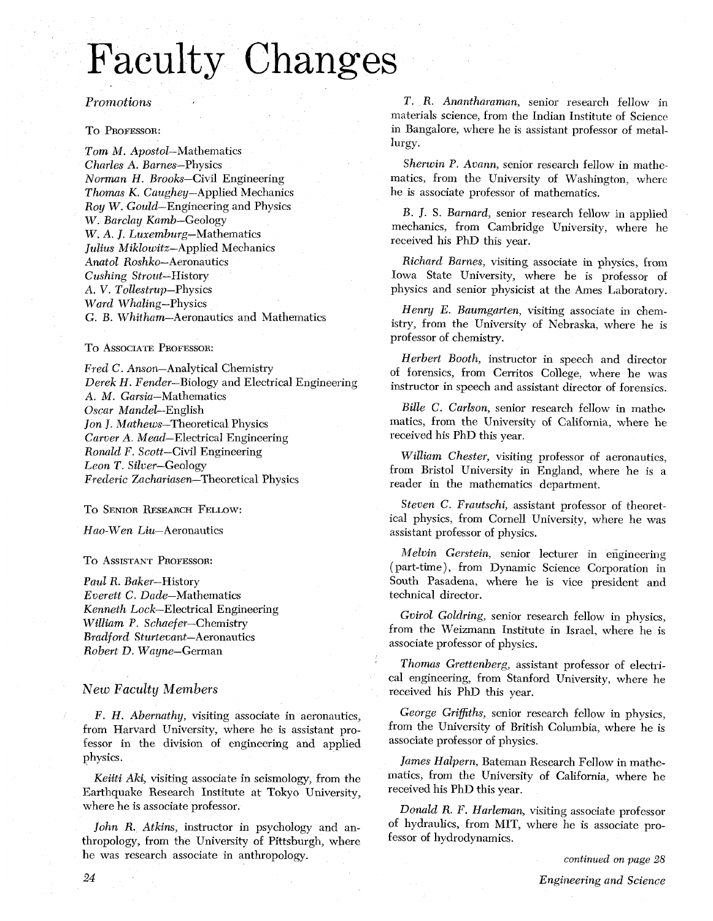# Faculty Changes

## *Promotions*

To Professor:

*Tom M. Apostol*—Mathematics
*Charles A. Barnes*—Physics
*Norman H. Brooks*—Civil Engineering
*Thomas K. Caughey*—Applied Mechanics
*Roy W. Gould*—Engineering and Physics
*W. Barclay Kamb*—Geology
*W. A. J. Luxemburg*—Mathematics
*Julius Miklowitz*—Applied Mechanics
*Anatol Roshko*—Aeronautics
*Cushing Strout*—History
*A. V. Tollestrup*—Physics
*Ward Whaling*—Physics
*G. B. Whitham*—Aeronautics and Mathematics

To Associate Professor:

*Fred C. Anson*—Analytical Chemistry
*Derek H. Fender*—Biology and Electrical Engineering
*A. M. Garsia*—Mathematics
*Oscar Mandel*—English
*Jon J. Mathews*—Theoretical Physics
*Carver A. Mead*—Electrical Engineering
*Ronald F. Scott*—Civil Engineering
*Leon T. Silver*—Geology
*Frederic Zachariasen*—Theoretical Physics

To Senior Research Fellow:

*Hao-Wen Liu*—Aeronautics

To Assistant Professor:

*Paul R. Baker*—History
*Everett C. Dade*—Mathematics
*Kenneth Lock*—Electrical Engineering
*William P. Schaefer*—Chemistry
*Bradford Sturtevant*—Aeronautics
*Robert D. Wayne*—German

## *New Faculty Members*

*F. H. Abernathy*, visiting associate in aeronautics, from Harvard University, where he is assistant professor in the division of engineering and applied physics.

*Keiiti Aki*, visiting associate in seismology, from the Earthquake Research Institute at Tokyo University, where he is associate professor.

*John R. Atkins*, instructor in psychology and anthropology, from the University of Pittsburgh, where he was research associate in anthropology.

*T. R. Anantharaman*, senior research fellow in materials science, from the Indian Institute of Science in Bangalore, where he is assistant professor of metallurgy.

*Sherwin P. Avann*, senior research fellow in mathematics, from the University of Washington, where he is associate professor of mathematics.

*B. J. S. Barnard*, senior research fellow in applied mechanics, from Cambridge University, where he received his PhD this year.

*Richard Barnes*, visiting associate in physics, from Iowa State University, where he is professor of physics and senior physicist at the Ames Laboratory.

*Henry E. Baumgarten*, visiting associate in chemistry, from the University of Nebraska, where he is professor of chemistry.

*Herbert Booth*, instructor in speech and director of forensics, from Cerritos College, where he was instructor in speech and assistant director of forensics.

*Bille C. Carlson*, senior research fellow in mathematics, from the University of California, where he received his PhD this year.

*William Chester*, visiting professor of aeronautics, from Bristol University in England, where he is a reader in the mathematics department.

*Steven C. Frautschi*, assistant professor of theoretical physics, from Cornell University, where he was assistant professor of physics.

*Melvin Gerstein*, senior lecturer in engineering (part-time), from Dynamic Science Corporation in South Pasadena, where he is vice president and technical director.

*Gvirol Goldring*, senior research fellow in physics, from the Weizmann Institute in Israel, where he is associate professor of physics.

*Thomas Grettenberg*, assistant professor of electrical engineering, from Stanford University, where he received his PhD this year.

*George Griffiths*, senior research fellow in physics, from the University of British Columbia, where he is associate professor of physics.

*James Halpern*, Bateman Research Fellow in mathematics, from the University of California, where he received his PhD this year.

*Donald R. F. Harleman*, visiting associate professor of hydraulics, from MIT, where he is associate professor of hydrodynamics.

*continued on page 28*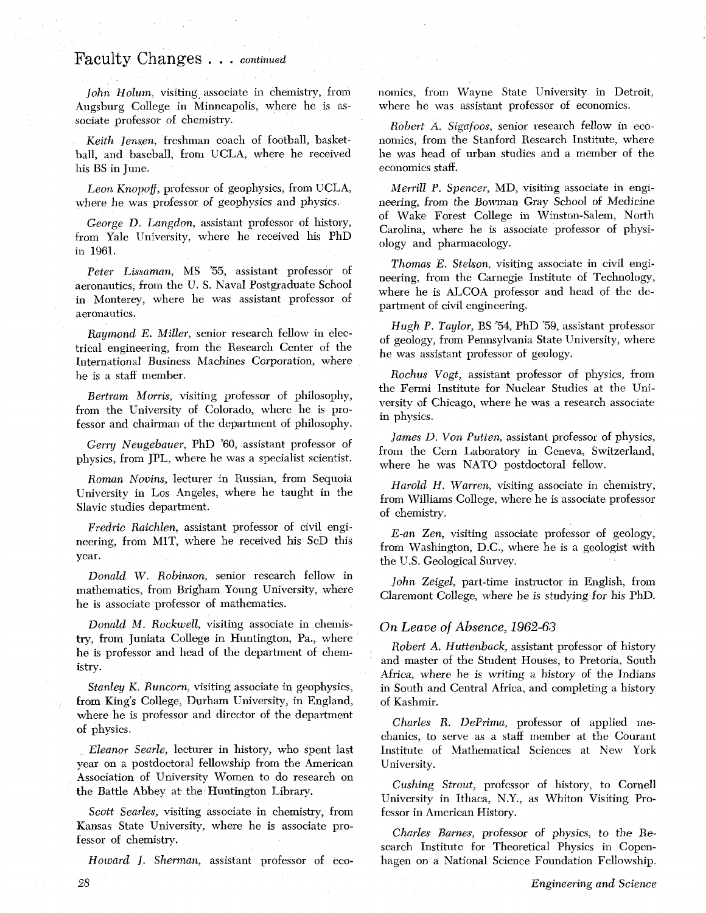## Faculty Changes . . . *continued*

*John Holum*, visiting associate in chemistry, from Augsburg College in Minneapolis, where he is associate professor of chemistry.

*Keith Jensen*, freshman coach of football, basketball, and baseball, from UCLA, where he received his BS in June.

*Leon Knopoff*, professor of geophysics, from UCLA, where he was professor of geophysics and physics.

*George D. Langdon*, assistant professor of history, from Yale University, where he received his PhD in 1961.

*Peter Lissaman*, MS '55, assistant professor of aeronautics, from the U. S. Naval Postgraduate School in Monterey, where he was assistant professor of aeronautics.

*Raymond E. Miller*, senior research fellow in electrical engineering, from the Research Center of the International Business Machines Corporation, where he is a staff member.

*Bertram Morris*, visiting professor of philosophy, from the University of Colorado, where he is professor and chairman of the department of philosophy.

*Gerry Neugebauer*, PhD '60, assistant professor of physics, from JPL, where he was a specialist scientist.

*Roman Novins*, lecturer in Russian, from Sequoia University in Los Angeles, where he taught in the Slavic studies department.

*Fredric Raichlen*, assistant professor of civil engineering, from MIT, where he received his ScD this year.

*Donald W. Robinson*, senior research fellow in mathematics, from Brigham Young University, where he is associate professor of mathematics.

*Donald M. Rockwell*, visiting associate in chemistry, from Juniata College in Huntington, Pa., where he is professor and head of the department of chemistry.

*Stanley K. Runcorn*, visiting associate in geophysics, from King's College, Durham University, in England, where he is professor and director of the department of physics.

*Eleanor Searle*, lecturer in history, who spent last year on a postdoctoral fellowship from the American Association of University Women to do research on the Battle Abbey at the Huntington Library.

*Scott Searles*, visiting associate in chemistry, from Kansas State University, where he is associate professor of chemistry.

*Howard J. Sherman*, assistant professor of economics, from Wayne State University in Detroit, where he was assistant professor of economics.

*Robert A. Sigafoos*, senior research fellow in economics, from the Stanford Research Institute, where he was head of urban studies and a member of the economics staff.

*Merrill P. Spencer*, MD, visiting associate in engineering, from the Bowman Gray School of Medicine of Wake Forest College in Winston-Salem, North Carolina, where he is associate professor of physiology and pharmacology.

*Thomas E. Stelson*, visiting associate in civil engineering, from the Carnegie Institute of Technology, where he is ALCOA professor and head of the department of civil engineering.

*Hugh P. Taylor*, BS '54, PhD '59, assistant professor of geology, from Pennsylvania State University, where he was assistant professor of geology.

*Rochus Vogt*, assistant professor of physics, from the Fermi Institute for Nuclear Studies at the University of Chicago, where he was a research associate in physics.

*James D. Von Putten*, assistant professor of physics, from the Cern Laboratory in Geneva, Switzerland, where he was NATO postdoctoral fellow.

*Harold H. Warren*, visiting associate in chemistry, from Williams College, where he is associate professor of chemistry.

*E-an Zen*, visiting associate professor of geology, from Washington, D.C., where he is a geologist with the U.S. Geological Survey.

*John Zeigel*, part-time instructor in English, from Claremont College, where he is studying for his PhD.

### *On Leave of Absence, 1962-63*

*Robert A. Huttenback*, assistant professor of history and master of the Student Houses, to Pretoria, South Africa, where he is writing a history of the Indians in South and Central Africa, and completing a history of Kashmir.

*Charles R. DePrima*, professor of applied mechanics, to serve as a staff member at the Courant Institute of Mathematical Sciences at New York University.

*Cushing Strout*, professor of history, to Cornell University in Ithaca, N.Y., as Whiton Visiting Professor in American History.

*Charles Barnes*, professor of physics, to the Research Institute for Theoretical Physics in Copenhagen on a National Science Foundation Fellowship.